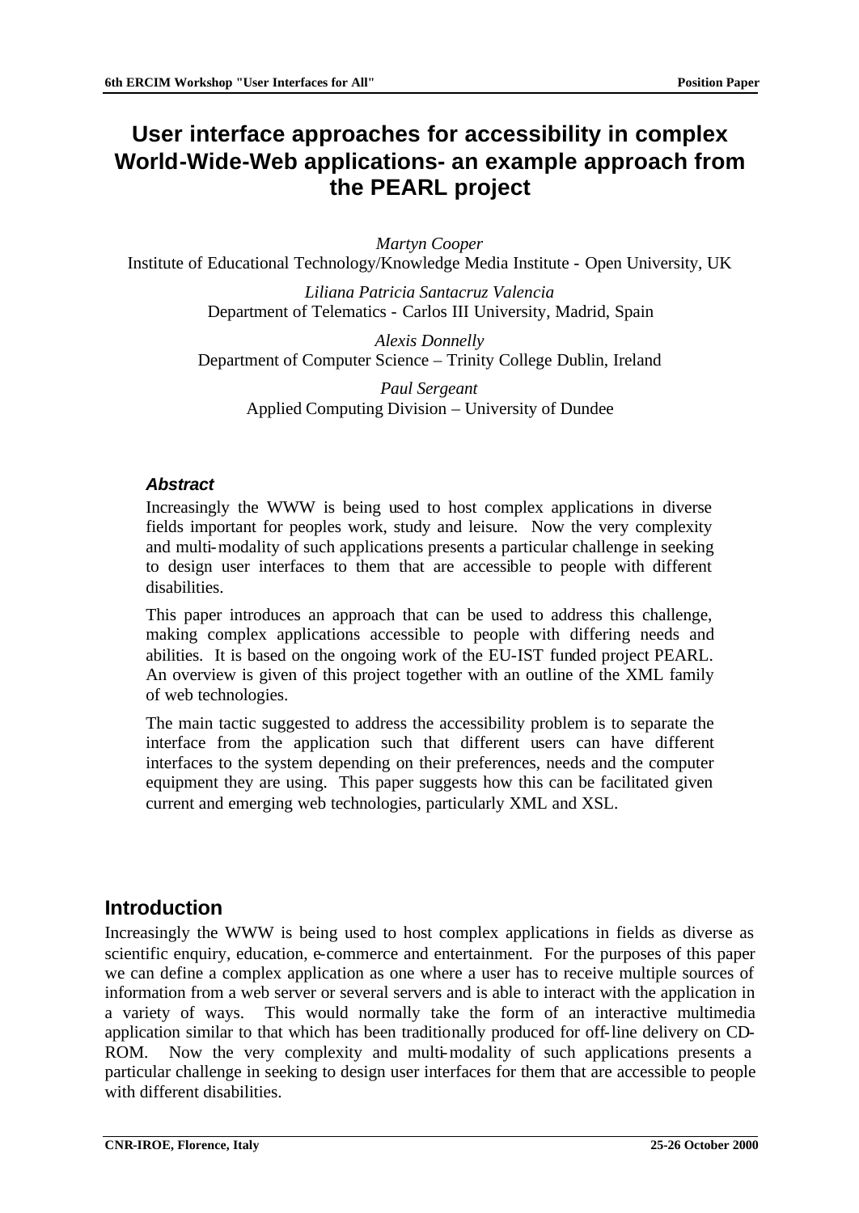# User interface approaches for accessibility in complex World-Wide-Web applications- an example approach from the PEARL project

*Martyn Cooper*
Institute of Educational Technology/Knowledge Media Institute - Open University, UK

*Liliana Patricia Santacruz Valencia*
Department of Telematics - Carlos III University, Madrid, Spain

*Alexis Donnelly*
Department of Computer Science – Trinity College Dublin, Ireland

*Paul Sergeant*
Applied Computing Division – University of Dundee

### *Abstract*

Increasingly the WWW is being used to host complex applications in diverse fields important for peoples work, study and leisure. Now the very complexity and multi-modality of such applications presents a particular challenge in seeking to design user interfaces to them that are accessible to people with different disabilities.

This paper introduces an approach that can be used to address this challenge, making complex applications accessible to people with differing needs and abilities. It is based on the ongoing work of the EU-IST funded project PEARL. An overview is given of this project together with an outline of the XML family of web technologies.

The main tactic suggested to address the accessibility problem is to separate the interface from the application such that different users can have different interfaces to the system depending on their preferences, needs and the computer equipment they are using. This paper suggests how this can be facilitated given current and emerging web technologies, particularly XML and XSL.

## Introduction

Increasingly the WWW is being used to host complex applications in fields as diverse as scientific enquiry, education, e-commerce and entertainment. For the purposes of this paper we can define a complex application as one where a user has to receive multiple sources of information from a web server or several servers and is able to interact with the application in a variety of ways. This would normally take the form of an interactive multimedia application similar to that which has been traditionally produced for off-line delivery on CD-ROM. Now the very complexity and multi-modality of such applications presents a particular challenge in seeking to design user interfaces for them that are accessible to people with different disabilities.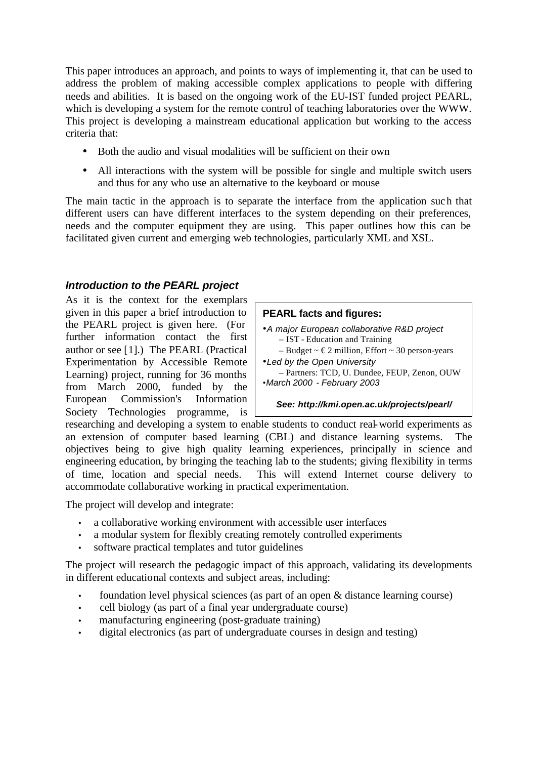This paper introduces an approach, and points to ways of implementing it, that can be used to address the problem of making accessible complex applications to people with differing needs and abilities. It is based on the ongoing work of the EU-IST funded project PEARL, which is developing a system for the remote control of teaching laboratories over the WWW. This project is developing a mainstream educational application but working to the access criteria that:

- Both the audio and visual modalities will be sufficient on their own
- All interactions with the system will be possible for single and multiple switch users and thus for any who use an alternative to the keyboard or mouse

The main tactic in the approach is to separate the interface from the application such that different users can have different interfaces to the system depending on their preferences, needs and the computer equipment they are using. This paper outlines how this can be facilitated given current and emerging web technologies, particularly XML and XSL.

### *Introduction to the PEARL project*

As it is the context for the exemplars given in this paper a brief introduction to the PEARL project is given here. (For further information contact the first author or see [1].) The PEARL (Practical Experimentation by Accessible Remote Learning) project, running for 36 months from March 2000, funded by the European Commission's Information Society Technologies programme, is researching and developing a system to enable students to conduct real-world experiments as an extension of computer based learning (CBL) and distance learning systems. The objectives being to give high quality learning experiences, principally in science and engineering education, by bringing the teaching lab to the students; giving flexibility in terms of time, location and special needs. This will extend Internet course delivery to accommodate collaborative working in practical experimentation.

> **PEARL facts and figures:**
>
> - *A major European collaborative R&D project*
>   - IST - Education and Training
>   - Budget ~ € 2 million, Effort ~ 30 person-years
> - *Led by the Open University*
>   - Partners: TCD, U. Dundee, FEUP, Zenon, OUW
> - *March 2000 - February 2003*
>
> ***See: http://kmi.open.ac.uk/projects/pearl/***

The project will develop and integrate:

- a collaborative working environment with accessible user interfaces
- a modular system for flexibly creating remotely controlled experiments
- software practical templates and tutor guidelines

The project will research the pedagogic impact of this approach, validating its developments in different educational contexts and subject areas, including:

- foundation level physical sciences (as part of an open & distance learning course)
- cell biology (as part of a final year undergraduate course)
- manufacturing engineering (post-graduate training)
- digital electronics (as part of undergraduate courses in design and testing)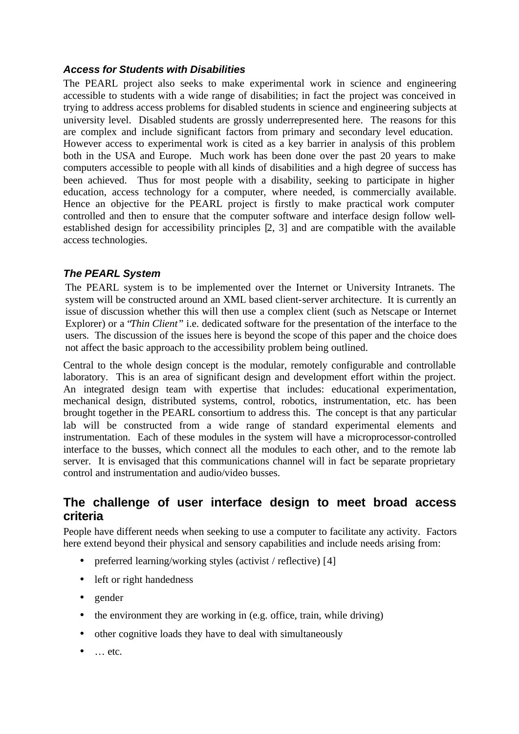### *Access for Students with Disabilities*

The PEARL project also seeks to make experimental work in science and engineering accessible to students with a wide range of disabilities; in fact the project was conceived in trying to address access problems for disabled students in science and engineering subjects at university level. Disabled students are grossly underrepresented here. The reasons for this are complex and include significant factors from primary and secondary level education. However access to experimental work is cited as a key barrier in analysis of this problem both in the USA and Europe. Much work has been done over the past 20 years to make computers accessible to people with all kinds of disabilities and a high degree of success has been achieved. Thus for most people with a disability, seeking to participate in higher education, access technology for a computer, where needed, is commercially available. Hence an objective for the PEARL project is firstly to make practical work computer controlled and then to ensure that the computer software and interface design follow well-established design for accessibility principles [2, 3] and are compatible with the available access technologies.

### *The PEARL System*

The PEARL system is to be implemented over the Internet or University Intranets. The system will be constructed around an XML based client-server architecture. It is currently an issue of discussion whether this will then use a complex client (such as Netscape or Internet Explorer) or a "*Thin Client*" i.e. dedicated software for the presentation of the interface to the users. The discussion of the issues here is beyond the scope of this paper and the choice does not affect the basic approach to the accessibility problem being outlined.

Central to the whole design concept is the modular, remotely configurable and controllable laboratory. This is an area of significant design and development effort within the project. An integrated design team with expertise that includes: educational experimentation, mechanical design, distributed systems, control, robotics, instrumentation, etc. has been brought together in the PEARL consortium to address this. The concept is that any particular lab will be constructed from a wide range of standard experimental elements and instrumentation. Each of these modules in the system will have a microprocessor-controlled interface to the busses, which connect all the modules to each other, and to the remote lab server. It is envisaged that this communications channel will in fact be separate proprietary control and instrumentation and audio/video busses.

## The challenge of user interface design to meet broad access criteria

People have different needs when seeking to use a computer to facilitate any activity. Factors here extend beyond their physical and sensory capabilities and include needs arising from:

- preferred learning/working styles (activist / reflective) [4]
- left or right handedness
- gender
- the environment they are working in (e.g. office, train, while driving)
- other cognitive loads they have to deal with simultaneously
- … etc.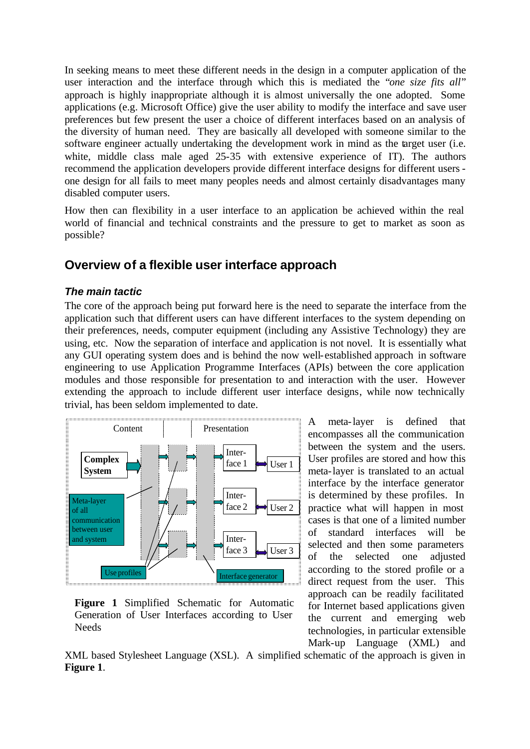In seeking means to meet these different needs in the design in a computer application of the user interaction and the interface through which this is mediated the *"one size fits all"* approach is highly inappropriate although it is almost universally the one adopted. Some applications (e.g. Microsoft Office) give the user ability to modify the interface and save user preferences but few present the user a choice of different interfaces based on an analysis of the diversity of human need. They are basically all developed with someone similar to the software engineer actually undertaking the development work in mind as the target user (i.e. white, middle class male aged 25-35 with extensive experience of IT). The authors recommend the application developers provide different interface designs for different users - one design for all fails to meet many peoples needs and almost certainly disadvantages many disabled computer users.

How then can flexibility in a user interface to an application be achieved within the real world of financial and technical constraints and the pressure to get to market as soon as possible?

## Overview of a flexible user interface approach

### *The main tactic*

The core of the approach being put forward here is the need to separate the interface from the application such that different users can have different interfaces to the system depending on their preferences, needs, computer equipment (including any Assistive Technology) they are using, etc. Now the separation of interface and application is not novel. It is essentially what any GUI operating system does and is behind the now well-established approach in software engineering to use Application Programme Interfaces (APIs) between the core application modules and those responsible for presentation to and interaction with the user. However extending the approach to include different user interface designs, while now technically trivial, has been seldom implemented to date.

Content | Presentation

**Complex System**

Meta-layer of all communication between user and system

Inter-face 1 — User 1

Inter-face 2 — User 2

Inter-face 3 — User 3

Use profiles

Interface generator

**Figure 1** Simplified Schematic for Automatic Generation of User Interfaces according to User Needs

A meta-layer is defined that encompasses all the communication between the system and the users. User profiles are stored and how this meta-layer is translated to an actual interface by the interface generator is determined by these profiles. In practice what will happen in most cases is that one of a limited number of standard interfaces will be selected and then some parameters of the selected one adjusted according to the stored profile or a direct request from the user. This approach can be readily facilitated for Internet based applications given the current and emerging web technologies, in particular extensible Mark-up Language (XML) and XML based Stylesheet Language (XSL). A simplified schematic of the approach is given in **Figure 1**.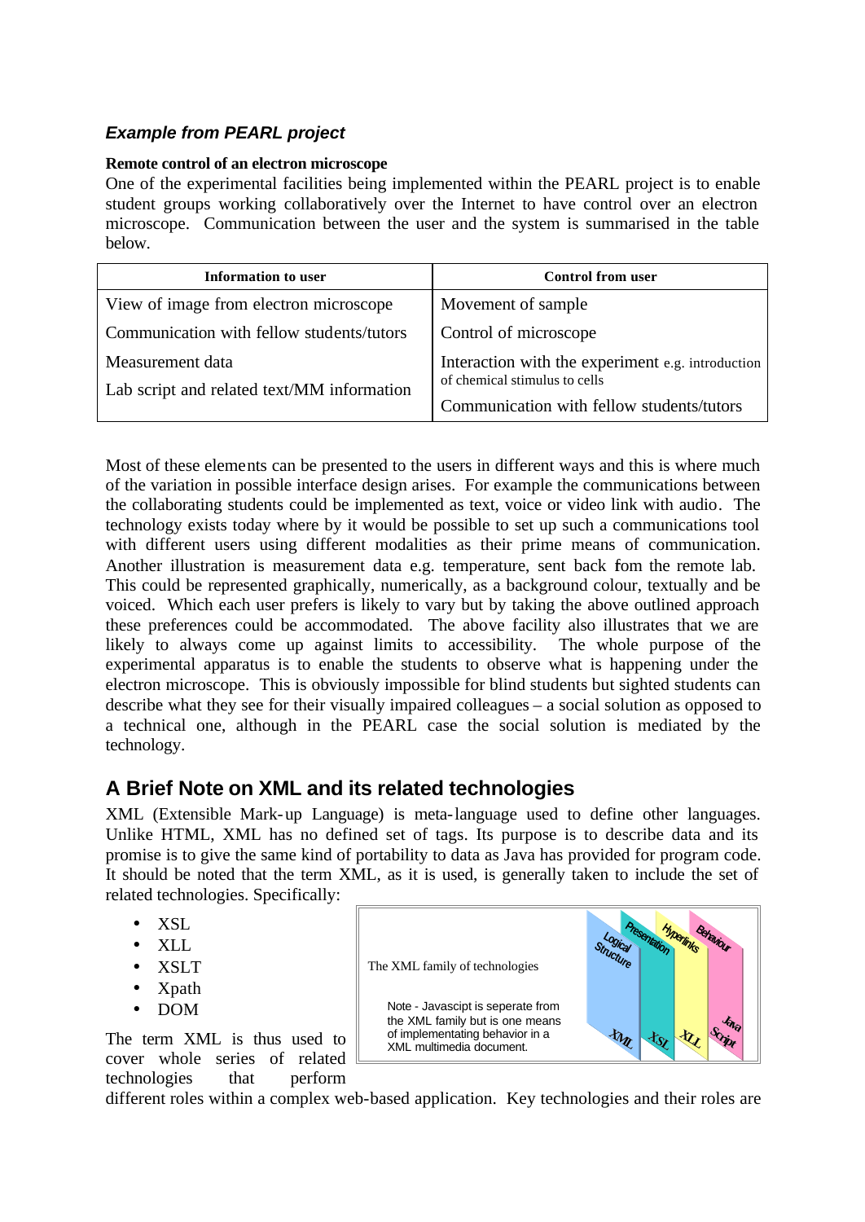### *Example from PEARL project*

**Remote control of an electron microscope**

One of the experimental facilities being implemented within the PEARL project is to enable student groups working collaboratively over the Internet to have control over an electron microscope. Communication between the user and the system is summarised in the table below.

| Information to user | Control from user |
|---|---|
| View of image from electron microscope | Movement of sample |
| Communication with fellow students/tutors | Control of microscope |
| Measurement data | Interaction with the experiment e.g. introduction of chemical stimulus to cells |
| Lab script and related text/MM information | Communication with fellow students/tutors |

Most of these elements can be presented to the users in different ways and this is where much of the variation in possible interface design arises. For example the communications between the collaborating students could be implemented as text, voice or video link with audio. The technology exists today where by it would be possible to set up such a communications tool with different users using different modalities as their prime means of communication. Another illustration is measurement data e.g. temperature, sent back fom the remote lab. This could be represented graphically, numerically, as a background colour, textually and be voiced. Which each user prefers is likely to vary but by taking the above outlined approach these preferences could be accommodated. The above facility also illustrates that we are likely to always come up against limits to accessibility. The whole purpose of the experimental apparatus is to enable the students to observe what is happening under the electron microscope. This is obviously impossible for blind students but sighted students can describe what they see for their visually impaired colleagues – a social solution as opposed to a technical one, although in the PEARL case the social solution is mediated by the technology.

## A Brief Note on XML and its related technologies

XML (Extensible Mark-up Language) is meta-language used to define other languages. Unlike HTML, XML has no defined set of tags. Its purpose is to describe data and its promise is to give the same kind of portability to data as Java has provided for program code. It should be noted that the term XML, as it is used, is generally taken to include the set of related technologies. Specifically:

- XSL
- XLL
- XSLT
- Xpath
- DOM

The XML family of technologies

Note - Javascipt is seperate from the XML family but is one means of implementating behavior in a XML multimedia document.

The term XML is thus used to cover whole series of related technologies that perform different roles within a complex web-based application. Key technologies and their roles are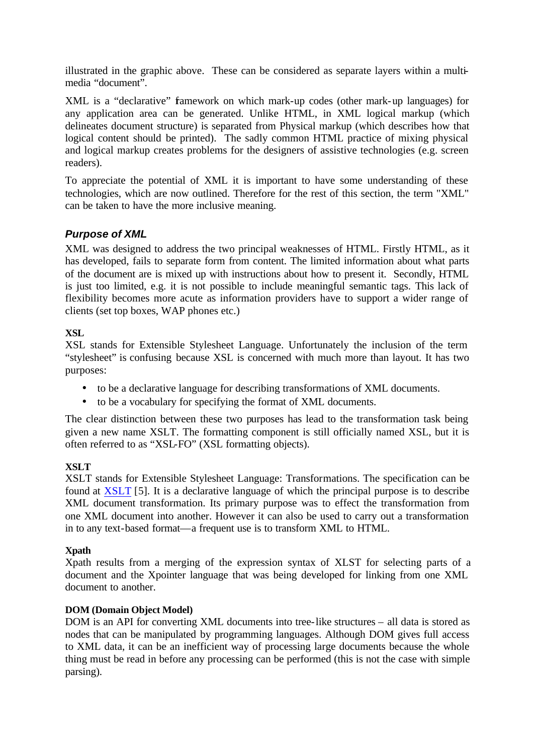illustrated in the graphic above. These can be considered as separate layers within a multi-media "document".

XML is a "declarative" framework on which mark-up codes (other mark-up languages) for any application area can be generated. Unlike HTML, in XML logical markup (which delineates document structure) is separated from Physical markup (which describes how that logical content should be printed). The sadly common HTML practice of mixing physical and logical markup creates problems for the designers of assistive technologies (e.g. screen readers).

To appreciate the potential of XML it is important to have some understanding of these technologies, which are now outlined. Therefore for the rest of this section, the term "XML" can be taken to have the more inclusive meaning.

### *Purpose of XML*

XML was designed to address the two principal weaknesses of HTML. Firstly HTML, as it has developed, fails to separate form from content. The limited information about what parts of the document are is mixed up with instructions about how to present it. Secondly, HTML is just too limited, e.g. it is not possible to include meaningful semantic tags. This lack of flexibility becomes more acute as information providers have to support a wider range of clients (set top boxes, WAP phones etc.)

**XSL**
XSL stands for Extensible Stylesheet Language. Unfortunately the inclusion of the term "stylesheet" is confusing because XSL is concerned with much more than layout. It has two purposes:

- to be a declarative language for describing transformations of XML documents.
- to be a vocabulary for specifying the format of XML documents.

The clear distinction between these two purposes has lead to the transformation task being given a new name XSLT. The formatting component is still officially named XSL, but it is often referred to as "XSL-FO" (XSL formatting objects).

**XSLT**
XSLT stands for Extensible Stylesheet Language: Transformations. The specification can be found at XSLT [5]. It is a declarative language of which the principal purpose is to describe XML document transformation. Its primary purpose was to effect the transformation from one XML document into another. However it can also be used to carry out a transformation in to any text-based format—a frequent use is to transform XML to HTML.

**Xpath**
Xpath results from a merging of the expression syntax of XLST for selecting parts of a document and the Xpointer language that was being developed for linking from one XML document to another.

**DOM (Domain Object Model)**
DOM is an API for converting XML documents into tree-like structures – all data is stored as nodes that can be manipulated by programming languages. Although DOM gives full access to XML data, it can be an inefficient way of processing large documents because the whole thing must be read in before any processing can be performed (this is not the case with simple parsing).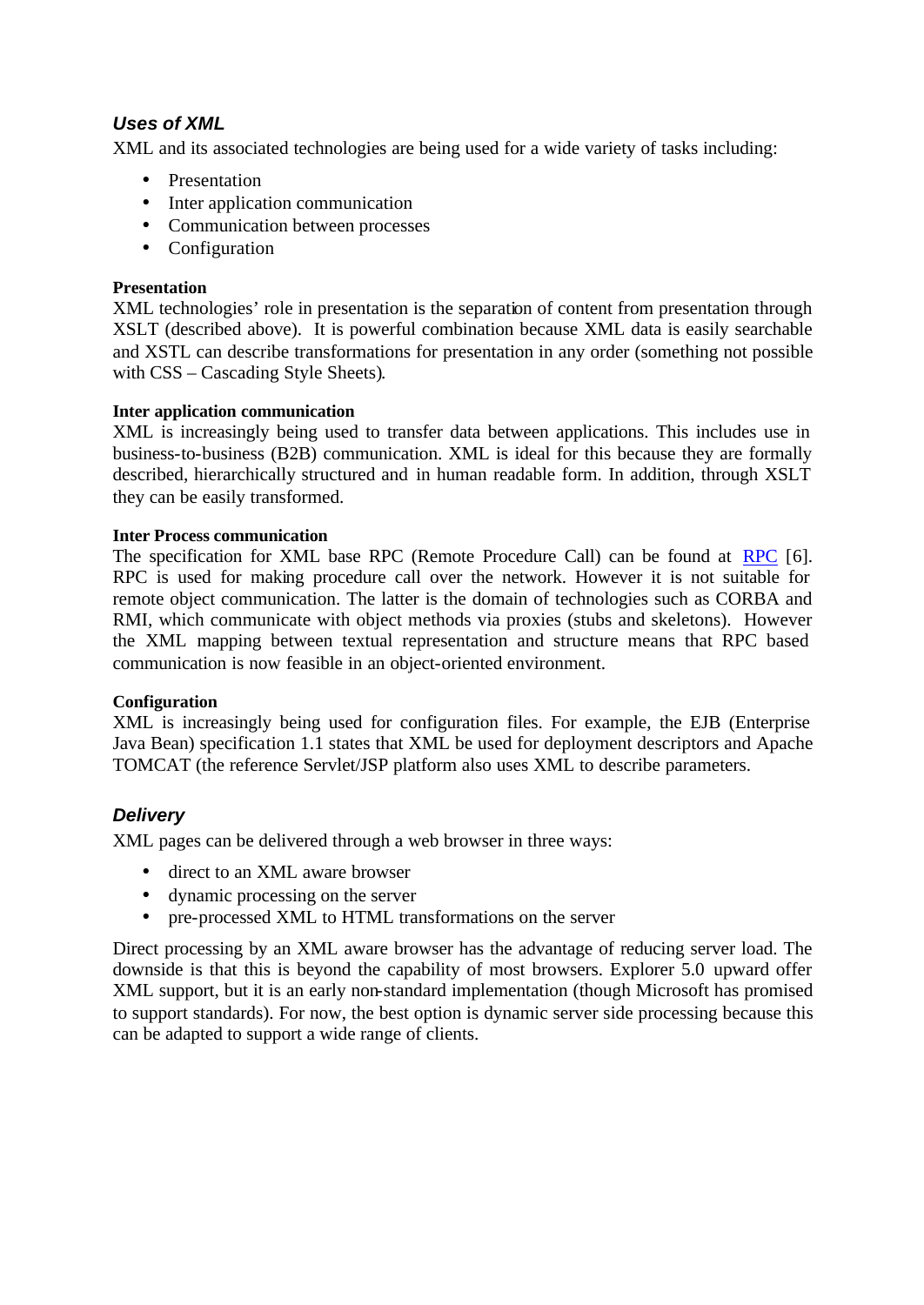### *Uses of XML*

XML and its associated technologies are being used for a wide variety of tasks including:

- Presentation
- Inter application communication
- Communication between processes
- Configuration

**Presentation**

XML technologies' role in presentation is the separation of content from presentation through XSLT (described above). It is powerful combination because XML data is easily searchable and XSTL can describe transformations for presentation in any order (something not possible with CSS – Cascading Style Sheets).

**Inter application communication**

XML is increasingly being used to transfer data between applications. This includes use in business-to-business (B2B) communication. XML is ideal for this because they are formally described, hierarchically structured and in human readable form. In addition, through XSLT they can be easily transformed.

**Inter Process communication**

The specification for XML base RPC (Remote Procedure Call) can be found at RPC [6]. RPC is used for making procedure call over the network. However it is not suitable for remote object communication. The latter is the domain of technologies such as CORBA and RMI, which communicate with object methods via proxies (stubs and skeletons). However the XML mapping between textual representation and structure means that RPC based communication is now feasible in an object-oriented environment.

**Configuration**

XML is increasingly being used for configuration files. For example, the EJB (Enterprise Java Bean) specification 1.1 states that XML be used for deployment descriptors and Apache TOMCAT (the reference Servlet/JSP platform also uses XML to describe parameters.

### *Delivery*

XML pages can be delivered through a web browser in three ways:

- direct to an XML aware browser
- dynamic processing on the server
- pre-processed XML to HTML transformations on the server

Direct processing by an XML aware browser has the advantage of reducing server load. The downside is that this is beyond the capability of most browsers. Explorer 5.0 upward offer XML support, but it is an early non-standard implementation (though Microsoft has promised to support standards). For now, the best option is dynamic server side processing because this can be adapted to support a wide range of clients.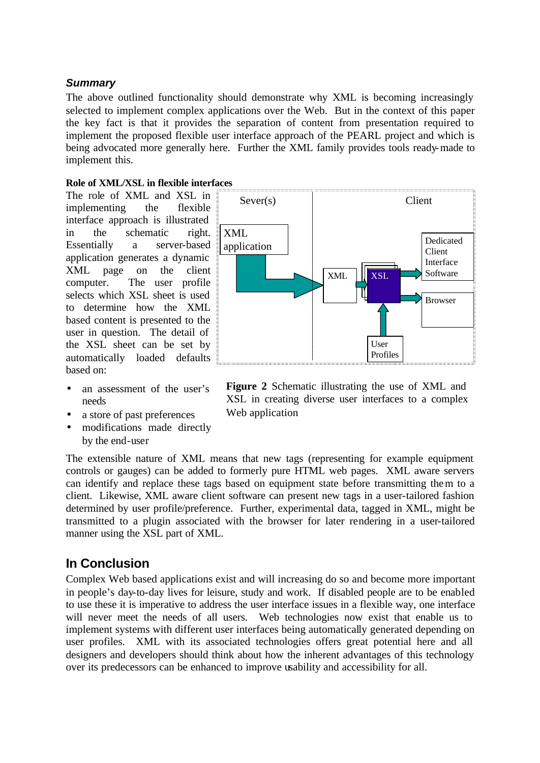### *Summary*

The above outlined functionality should demonstrate why XML is becoming increasingly selected to implement complex applications over the Web. But in the context of this paper the key fact is that it provides the separation of content from presentation required to implement the proposed flexible user interface approach of the PEARL project and which is being advocated more generally here. Further the XML family provides tools ready-made to implement this.

**Role of XML/XSL in flexible interfaces**

The role of XML and XSL in implementing the flexible interface approach is illustrated in the schematic right. Essentially a server-based application generates a dynamic XML page on the client computer. The user profile selects which XSL sheet is used to determine how the XML based content is presented to the user in question. The detail of the XSL sheet can be set by automatically loaded defaults based on:

- an assessment of the user's needs
- a store of past preferences
- modifications made directly by the end-user

**Figure 2** Schematic illustrating the use of XML and XSL in creating diverse user interfaces to a complex Web application

The extensible nature of XML means that new tags (representing for example equipment controls or gauges) can be added to formerly pure HTML web pages. XML aware servers can identify and replace these tags based on equipment state before transmitting them to a client. Likewise, XML aware client software can present new tags in a user-tailored fashion determined by user profile/preference. Further, experimental data, tagged in XML, might be transmitted to a plugin associated with the browser for later rendering in a user-tailored manner using the XSL part of XML.

## In Conclusion

Complex Web based applications exist and will increasing do so and become more important in people's day-to-day lives for leisure, study and work. If disabled people are to be enabled to use these it is imperative to address the user interface issues in a flexible way, one interface will never meet the needs of all users. Web technologies now exist that enable us to implement systems with different user interfaces being automatically generated depending on user profiles. XML with its associated technologies offers great potential here and all designers and developers should think about how the inherent advantages of this technology over its predecessors can be enhanced to improve usability and accessibility for all.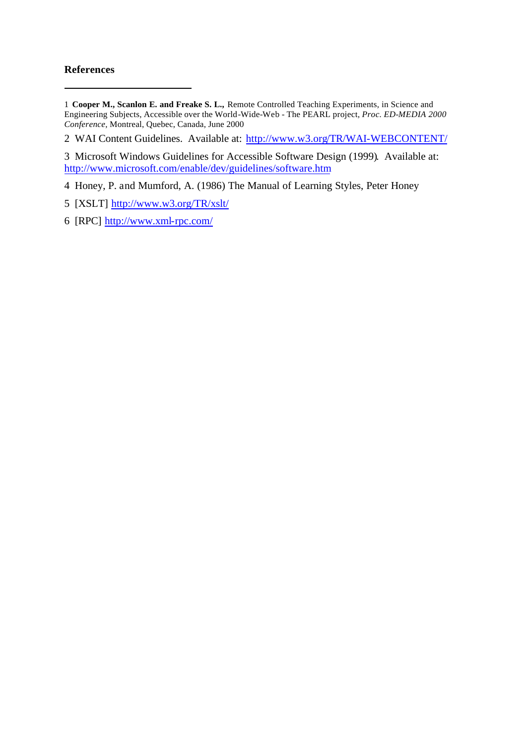## References

---

1 **Cooper M., Scanlon E. and Freake S. L.,** Remote Controlled Teaching Experiments, in Science and Engineering Subjects, Accessible over the World-Wide-Web - The PEARL project, *Proc. ED-MEDIA 2000 Conference*, Montreal, Quebec, Canada, June 2000

2 WAI Content Guidelines. Available at: http://www.w3.org/TR/WAI-WEBCONTENT/

3 Microsoft Windows Guidelines for Accessible Software Design (1999). Available at: http://www.microsoft.com/enable/dev/guidelines/software.htm

4 Honey, P. and Mumford, A. (1986) The Manual of Learning Styles, Peter Honey

5 [XSLT] http://www.w3.org/TR/xslt/

6 [RPC] http://www.xml-rpc.com/